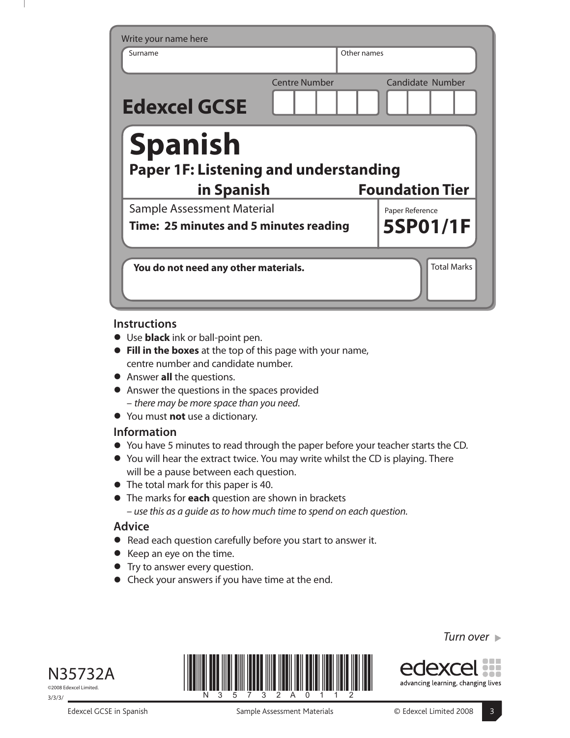Write your name here

| Surname | Other names |
|---|---|
| | |

**Edexcel GCSE**

| Centre Number | Candidate Number |
|---|---|
| | |

# Spanish

## Paper 1F: Listening and understanding in Spanish

## Foundation Tier

Sample Assessment Material

**Time: 25 minutes and 5 minutes reading**

Paper Reference

**5SP01/1F**

**You do not need any other materials.**

Total Marks

### Instructions

- Use **black** ink or ball-point pen.
- **Fill in the boxes** at the top of this page with your name, centre number and candidate number.
- Answer **all** the questions.
- Answer the questions in the spaces provided – *there may be more space than you need*.
- You must **not** use a dictionary.

### Information

- You have 5 minutes to read through the paper before your teacher starts the CD.
- You will hear the extract twice. You may write whilst the CD is playing. There will be a pause between each question.
- The total mark for this paper is 40.
- The marks for **each** question are shown in brackets – *use this as a guide as to how much time to spend on each question.*

### Advice

- Read each question carefully before you start to answer it.
- Keep an eye on the time.
- Try to answer every question.
- Check your answers if you have time at the end.

*Turn over*

N35732A

©2008 Edexcel Limited.

3/3/3/

N 3 5 7 3 2 A 0 1 1 2

edexcel

advancing learning, changing lives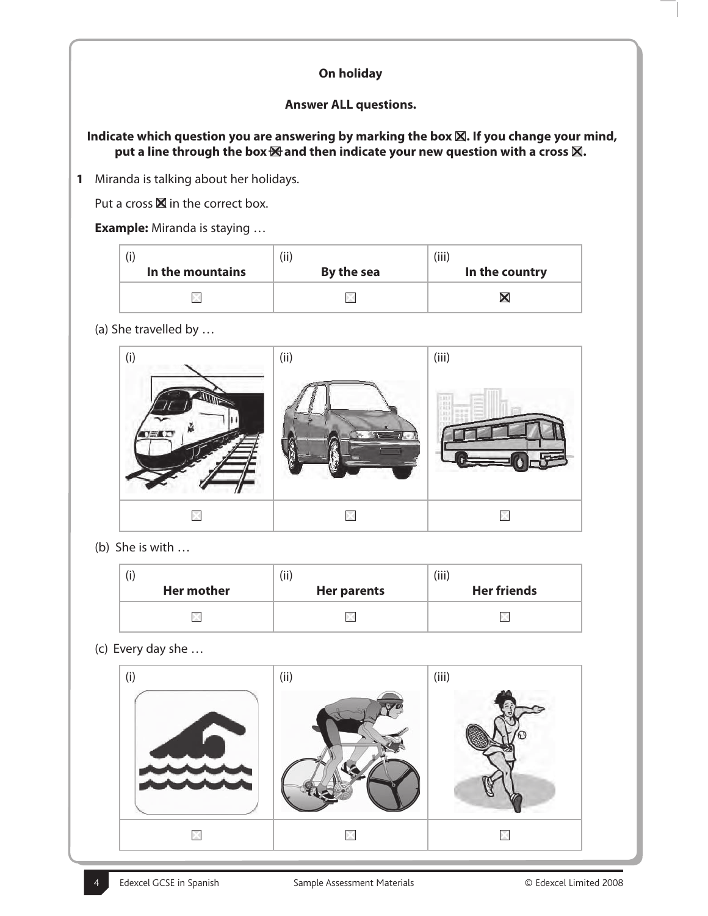**On holiday**

**Answer ALL questions.**

**Indicate which question you are answering by marking the box ☒. If you change your mind, put a line through the box ☒ and then indicate your new question with a cross ☒.**

**1** Miranda is talking about her holidays.

Put a cross ☒ in the correct box.

**Example:** Miranda is staying …

| (i) **In the mountains** | (ii) **By the sea** | (iii) **In the country** |
|---|---|---|
| ☐ | ☐ | ☒ |

(a) She travelled by …

| (i) | (ii) | (iii) |
|---|---|---|
| ☐ | ☐ | ☐ |

(b) She is with …

| (i) **Her mother** | (ii) **Her parents** | (iii) **Her friends** |
|---|---|---|
| ☐ | ☐ | ☐ |

(c) Every day she …

| (i) | (ii) | (iii) |
|---|---|---|
| ☐ | ☐ | ☐ |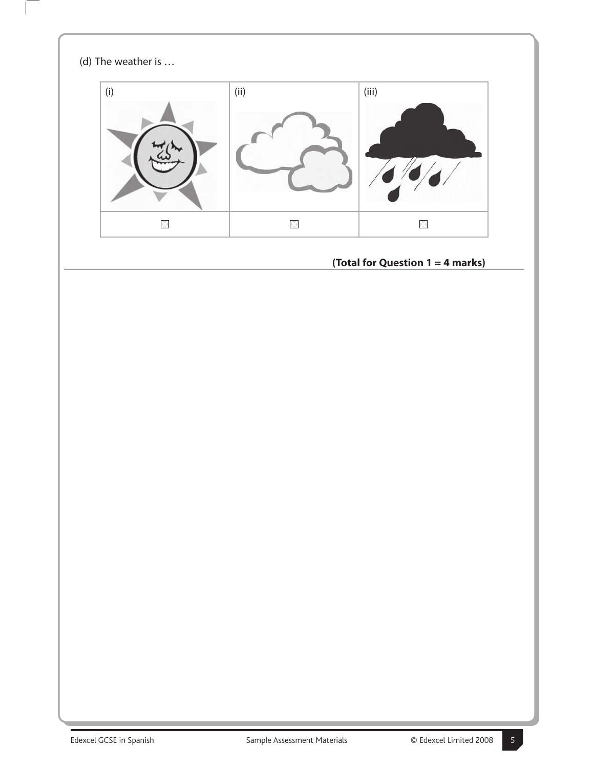(d) The weather is …

| (i) | (ii) | (iii) |
|---|---|---|
| ☐ | ☐ | ☐ |

**(Total for Question 1 = 4 marks)**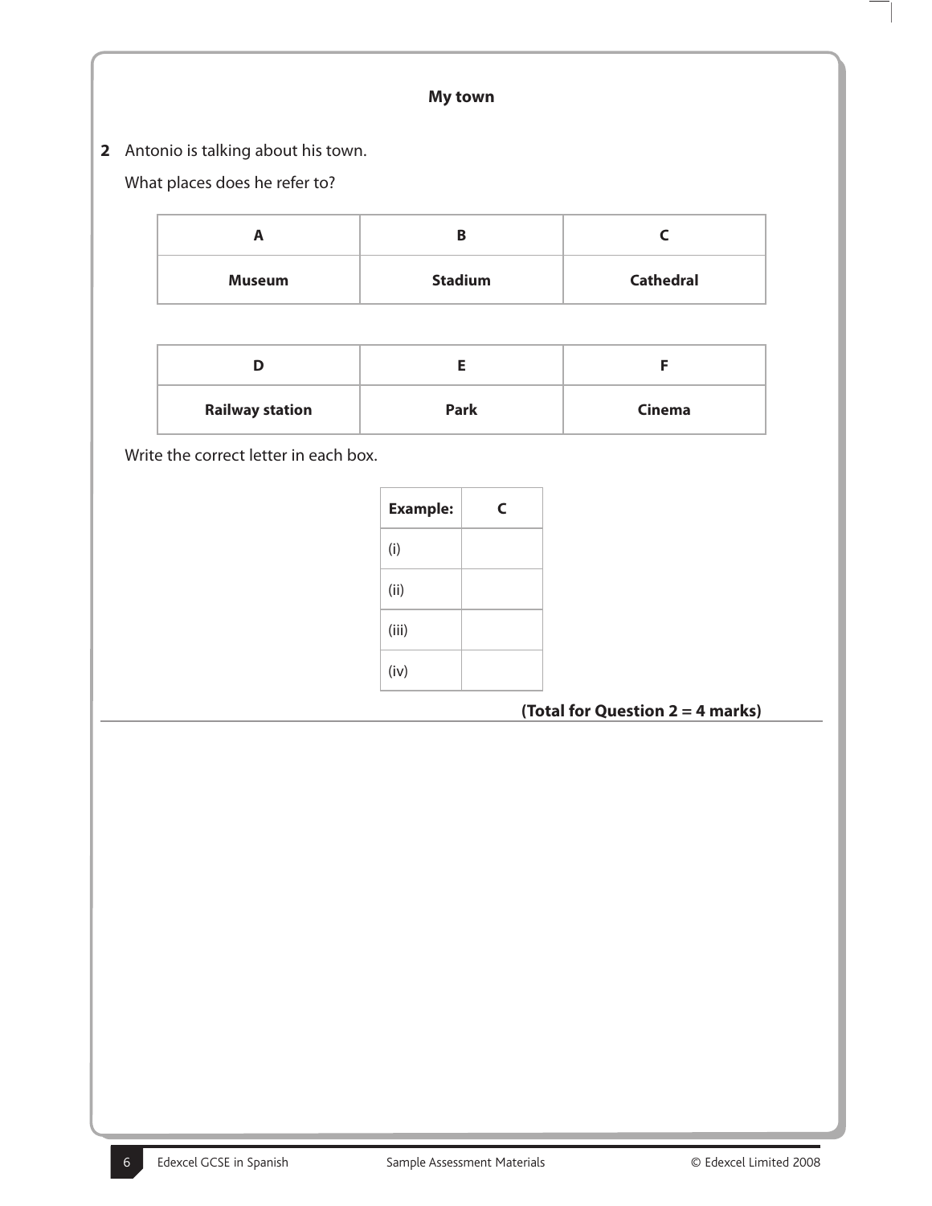**My town**

**2** Antonio is talking about his town.

What places does he refer to?

| A | B | C |
|---|---|---|
| **Museum** | **Stadium** | **Cathedral** |

| D | E | F |
|---|---|---|
| **Railway station** | **Park** | **Cinema** |

Write the correct letter in each box.

| **Example:** | **C** |
|---|---|
| (i) | |
| (ii) | |
| (iii) | |
| (iv) | |

**(Total for Question 2 = 4 marks)**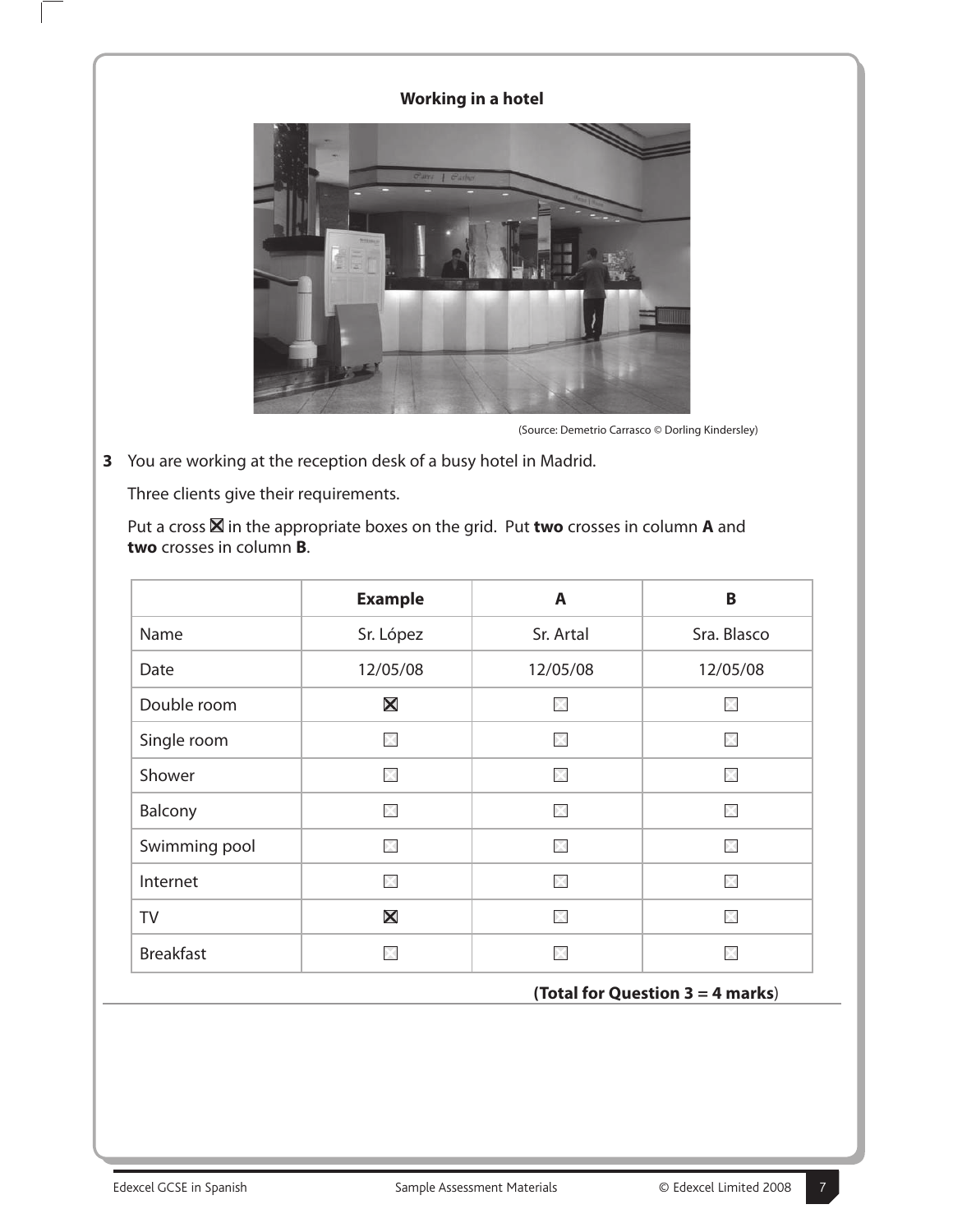**Working in a hotel**

(Source: Demetrio Carrasco © Dorling Kindersley)

**3** You are working at the reception desk of a busy hotel in Madrid.

Three clients give their requirements.

Put a cross ☒ in the appropriate boxes on the grid. Put **two** crosses in column **A** and **two** crosses in column **B**.

| | **Example** | **A** | **B** |
|---|---|---|---|
| Name | Sr. López | Sr. Artal | Sra. Blasco |
| Date | 12/05/08 | 12/05/08 | 12/05/08 |
| Double room | ☒ | ☐ | ☐ |
| Single room | ☐ | ☐ | ☐ |
| Shower | ☐ | ☐ | ☐ |
| Balcony | ☐ | ☐ | ☐ |
| Swimming pool | ☐ | ☐ | ☐ |
| Internet | ☐ | ☐ | ☐ |
| TV | ☒ | ☐ | ☐ |
| Breakfast | ☐ | ☐ | ☐ |

**(Total for Question 3 = 4 marks)**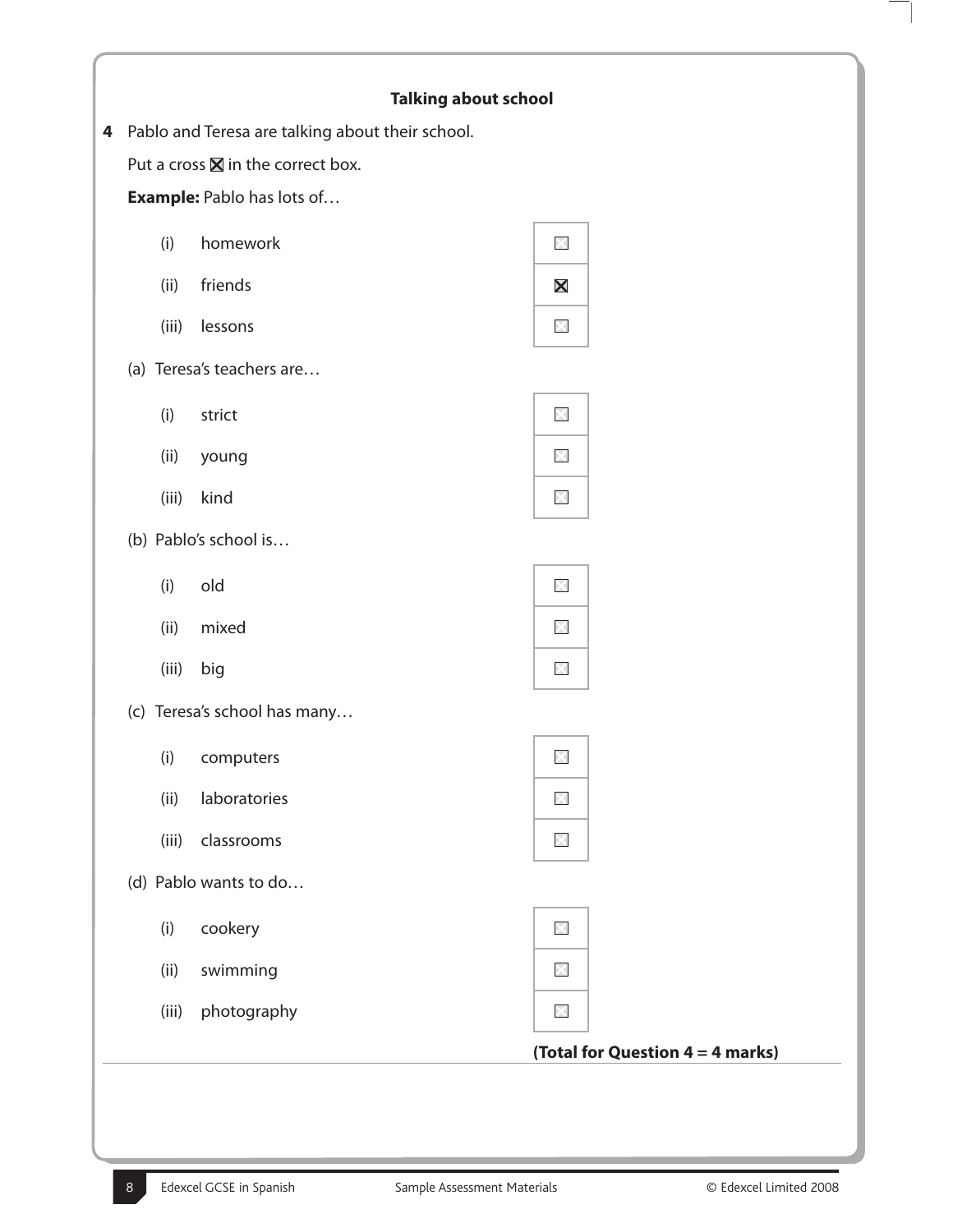## Talking about school

**4** Pablo and Teresa are talking about their school.

Put a cross ☒ in the correct box.

**Example:** Pablo has lots of…

| | | |
|---|---|---|
| (i) | homework | ☐ |
| (ii) | friends | ☒ |
| (iii) | lessons | ☐ |

(a) Teresa's teachers are…

| | | |
|---|---|---|
| (i) | strict | ☐ |
| (ii) | young | ☐ |
| (iii) | kind | ☐ |

(b) Pablo's school is…

| | | |
|---|---|---|
| (i) | old | ☐ |
| (ii) | mixed | ☐ |
| (iii) | big | ☐ |

(c) Teresa's school has many…

| | | |
|---|---|---|
| (i) | computers | ☐ |
| (ii) | laboratories | ☐ |
| (iii) | classrooms | ☐ |

(d) Pablo wants to do…

| | | |
|---|---|---|
| (i) | cookery | ☐ |
| (ii) | swimming | ☐ |
| (iii) | photography | ☐ |

**(Total for Question 4 = 4 marks)**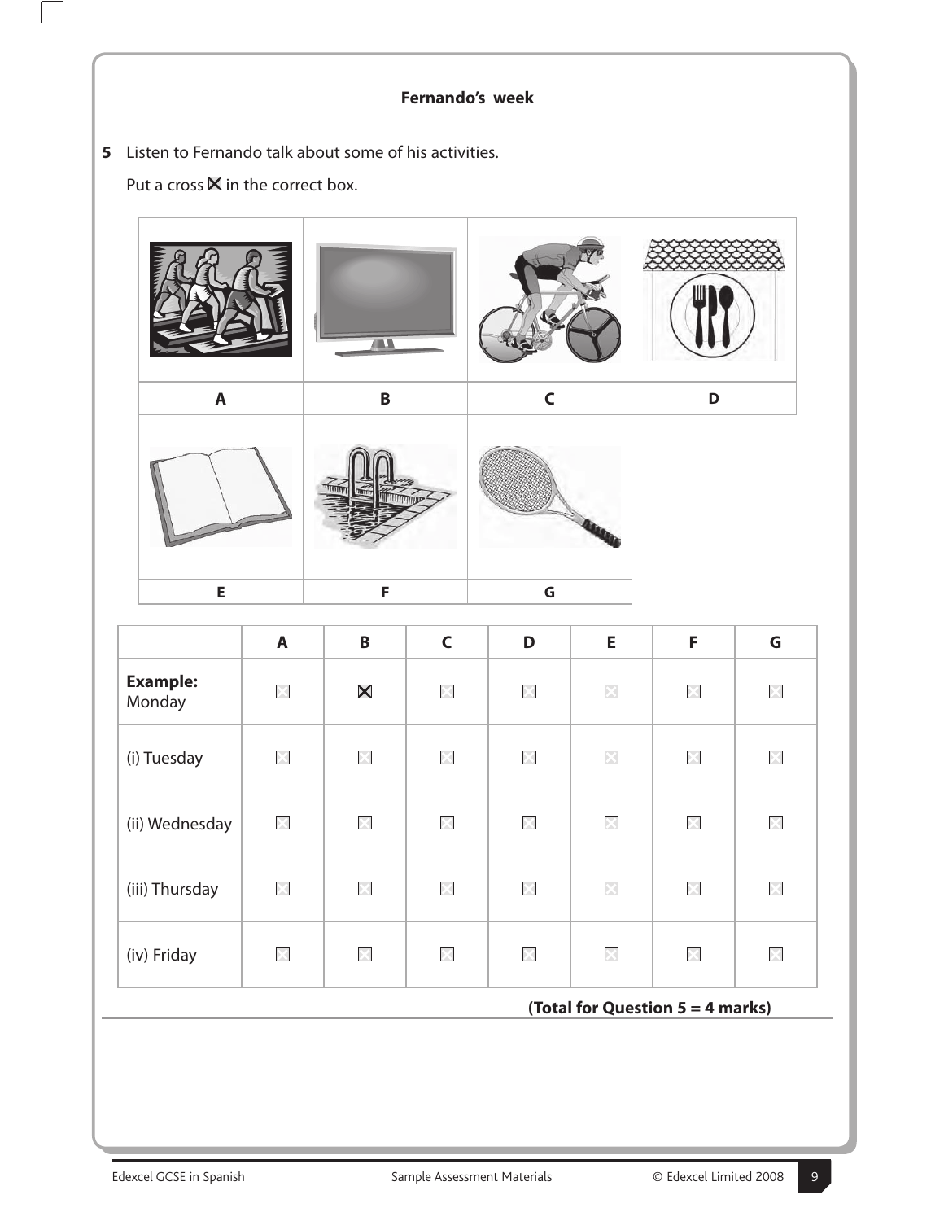**Fernando's week**

**5** Listen to Fernando talk about some of his activities.

Put a cross ☒ in the correct box.

| A | B | C | D |
|---|---|---|---|

| E | F | G |
|---|---|---|

| | A | B | C | D | E | F | G |
|---|---|---|---|---|---|---|---|
| **Example:** Monday | ☐ | ☒ | ☐ | ☐ | ☐ | ☐ | ☐ |
| (i) Tuesday | ☐ | ☐ | ☐ | ☐ | ☐ | ☐ | ☐ |
| (ii) Wednesday | ☐ | ☐ | ☐ | ☐ | ☐ | ☐ | ☐ |
| (iii) Thursday | ☐ | ☐ | ☐ | ☐ | ☐ | ☐ | ☐ |
| (iv) Friday | ☐ | ☐ | ☐ | ☐ | ☐ | ☐ | ☐ |

**(Total for Question 5 = 4 marks)**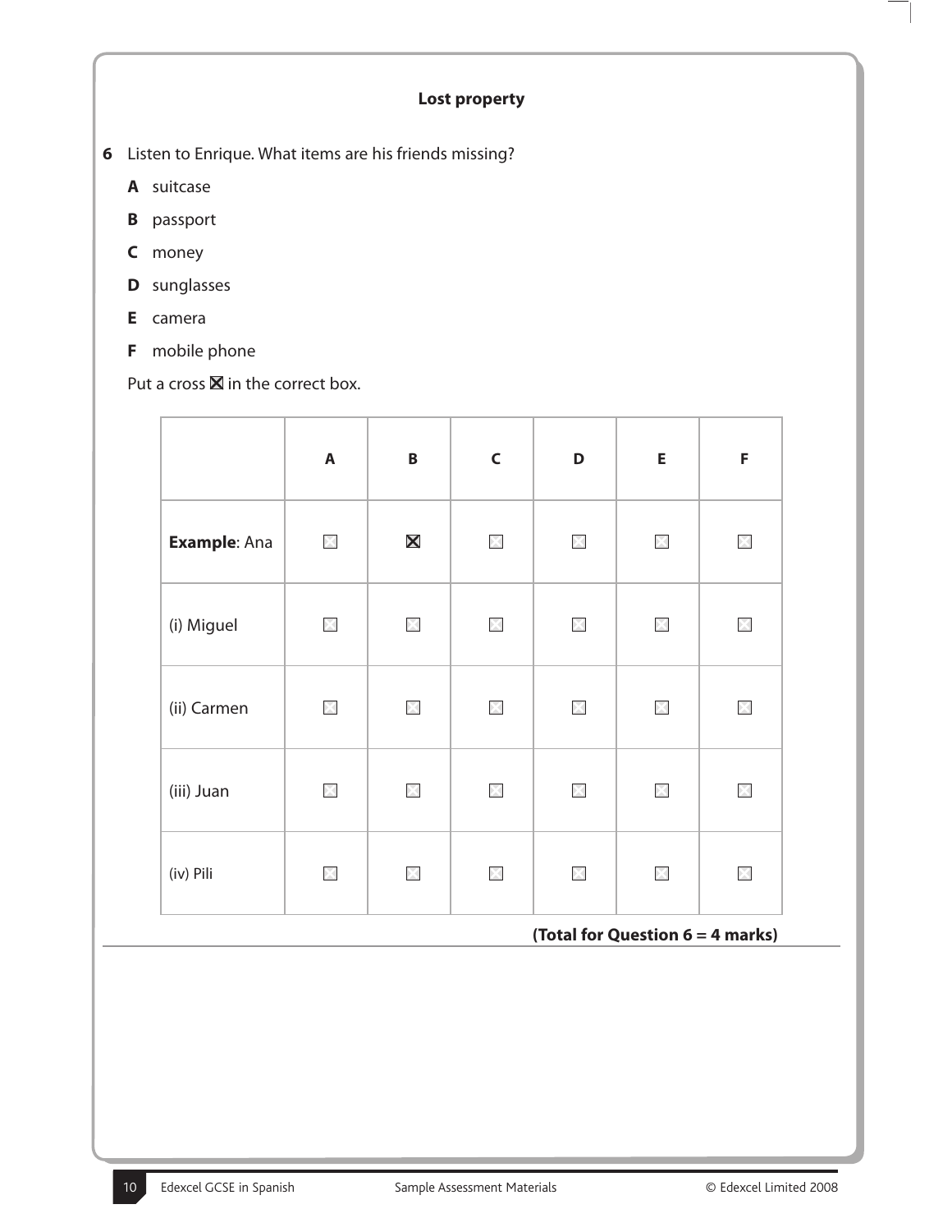## Lost property

**6** Listen to Enrique. What items are his friends missing?

**A** suitcase

**B** passport

**C** money

**D** sunglasses

**E** camera

**F** mobile phone

Put a cross ☒ in the correct box.

| | **A** | **B** | **C** | **D** | **E** | **F** |
|---|---|---|---|---|---|---|
| **Example**: Ana | ☐ | ☒ | ☐ | ☐ | ☐ | ☐ |
| (i) Miguel | ☐ | ☐ | ☐ | ☐ | ☐ | ☐ |
| (ii) Carmen | ☐ | ☐ | ☐ | ☐ | ☐ | ☐ |
| (iii) Juan | ☐ | ☐ | ☐ | ☐ | ☐ | ☐ |
| (iv) Pili | ☐ | ☐ | ☐ | ☐ | ☐ | ☐ |

**(Total for Question 6 = 4 marks)**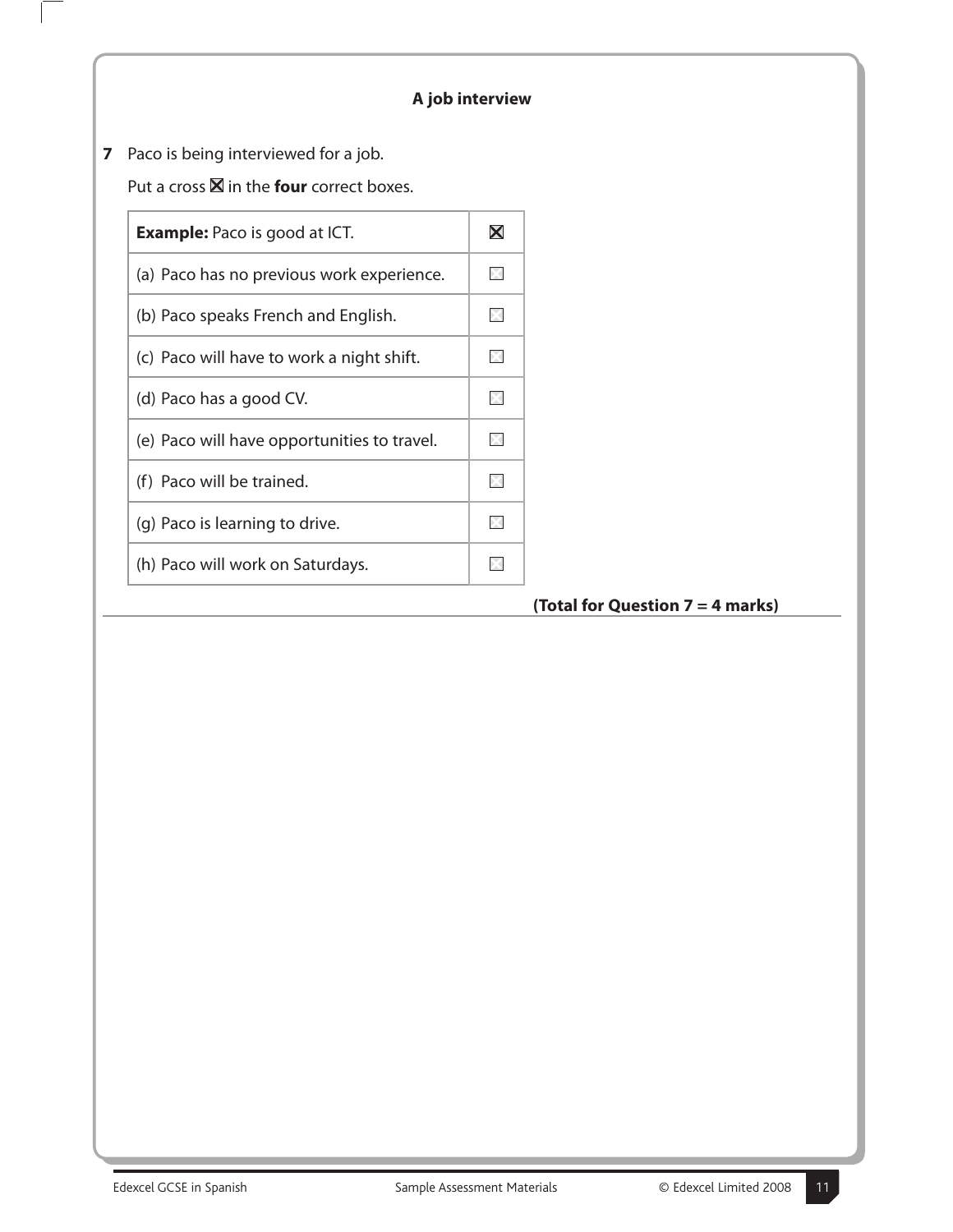### A job interview

**7** Paco is being interviewed for a job.

Put a cross ☒ in the **four** correct boxes.

| | |
|---|---|
| **Example:** Paco is good at ICT. | ☒ |
| (a) Paco has no previous work experience. | ☐ |
| (b) Paco speaks French and English. | ☐ |
| (c) Paco will have to work a night shift. | ☐ |
| (d) Paco has a good CV. | ☐ |
| (e) Paco will have opportunities to travel. | ☐ |
| (f) Paco will be trained. | ☐ |
| (g) Paco is learning to drive. | ☐ |
| (h) Paco will work on Saturdays. | ☐ |

**(Total for Question 7 = 4 marks)**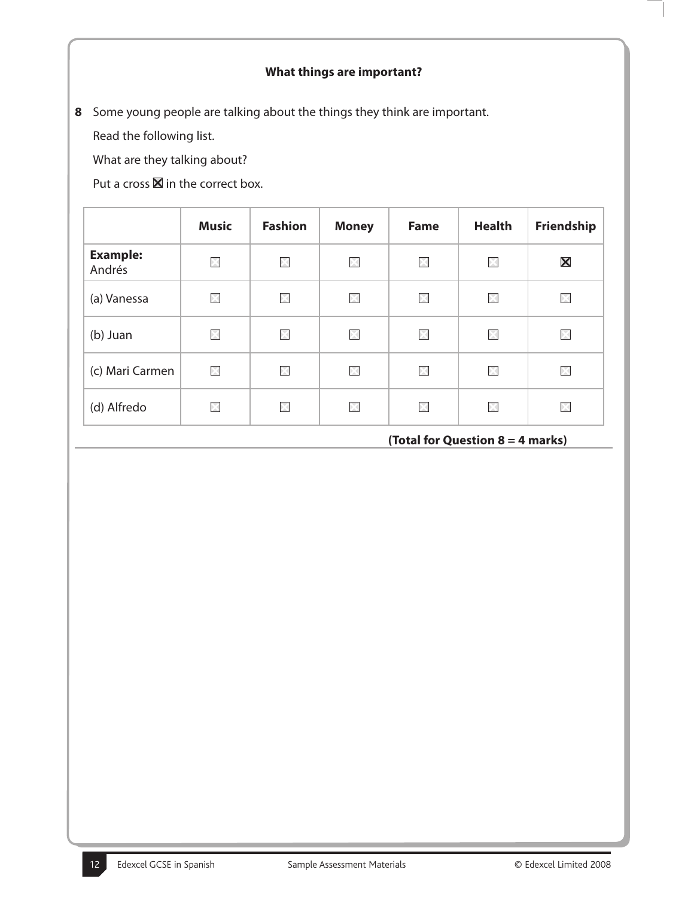**What things are important?**

**8** Some young people are talking about the things they think are important.

Read the following list.

What are they talking about?

Put a cross ☒ in the correct box.

| | Music | Fashion | Money | Fame | Health | Friendship |
|---|---|---|---|---|---|---|
| **Example:** Andrés | ☐ | ☐ | ☐ | ☐ | ☐ | ☒ |
| (a) Vanessa | ☐ | ☐ | ☐ | ☐ | ☐ | ☐ |
| (b) Juan | ☐ | ☐ | ☐ | ☐ | ☐ | ☐ |
| (c) Mari Carmen | ☐ | ☐ | ☐ | ☐ | ☐ | ☐ |
| (d) Alfredo | ☐ | ☐ | ☐ | ☐ | ☐ | ☐ |

**(Total for Question 8 = 4 marks)**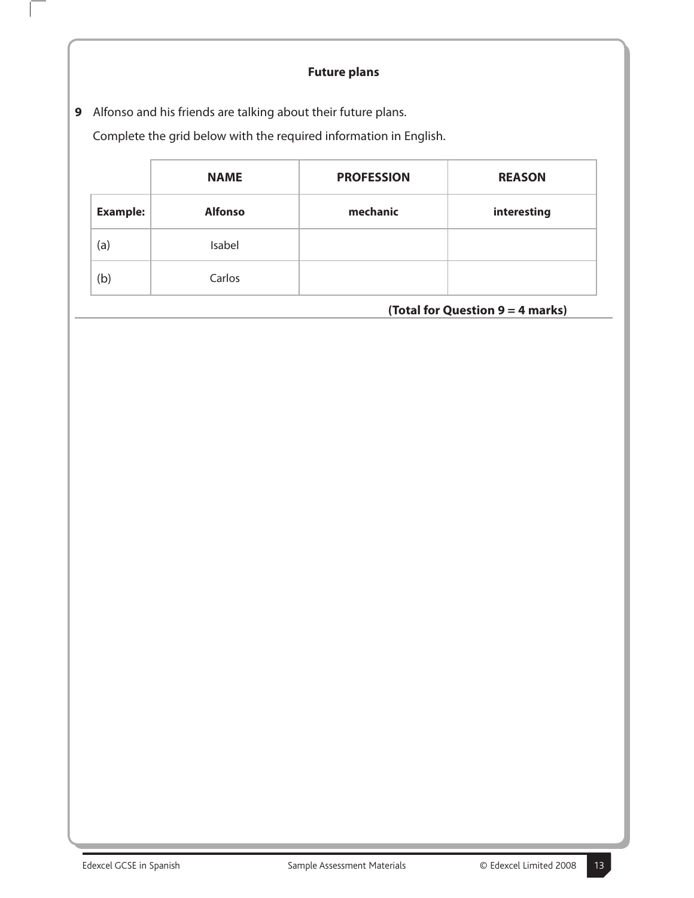**Future plans**

**9** Alfonso and his friends are talking about their future plans.

Complete the grid below with the required information in English.

| | **NAME** | **PROFESSION** | **REASON** |
|---|---|---|---|
| **Example:** | **Alfonso** | **mechanic** | **interesting** |
| (a) | Isabel | | |
| (b) | Carlos | | |

**(Total for Question 9 = 4 marks)**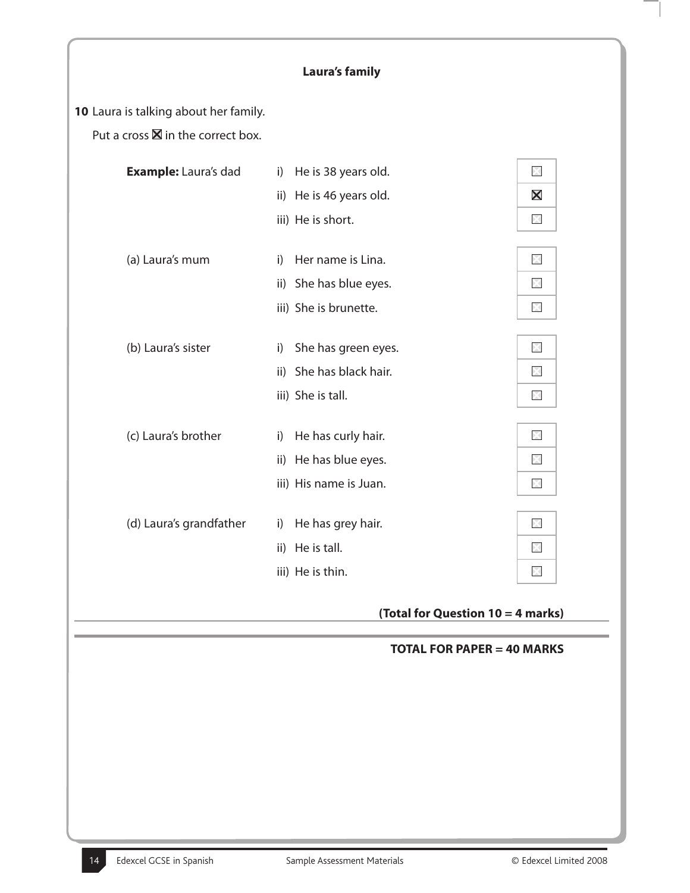## Laura's family

**10** Laura is talking about her family.

Put a cross ☒ in the correct box.

| | | |
|---|---|---|
| **Example:** Laura's dad | i) He is 38 years old. | ☐ |
| | ii) He is 46 years old. | ☒ |
| | iii) He is short. | ☐ |
| (a) Laura's mum | i) Her name is Lina. | ☐ |
| | ii) She has blue eyes. | ☐ |
| | iii) She is brunette. | ☐ |
| (b) Laura's sister | i) She has green eyes. | ☐ |
| | ii) She has black hair. | ☐ |
| | iii) She is tall. | ☐ |
| (c) Laura's brother | i) He has curly hair. | ☐ |
| | ii) He has blue eyes. | ☐ |
| | iii) His name is Juan. | ☐ |
| (d) Laura's grandfather | i) He has grey hair. | ☐ |
| | ii) He is tall. | ☐ |
| | iii) He is thin. | ☐ |

**(Total for Question 10 = 4 marks)**

**TOTAL FOR PAPER = 40 MARKS**